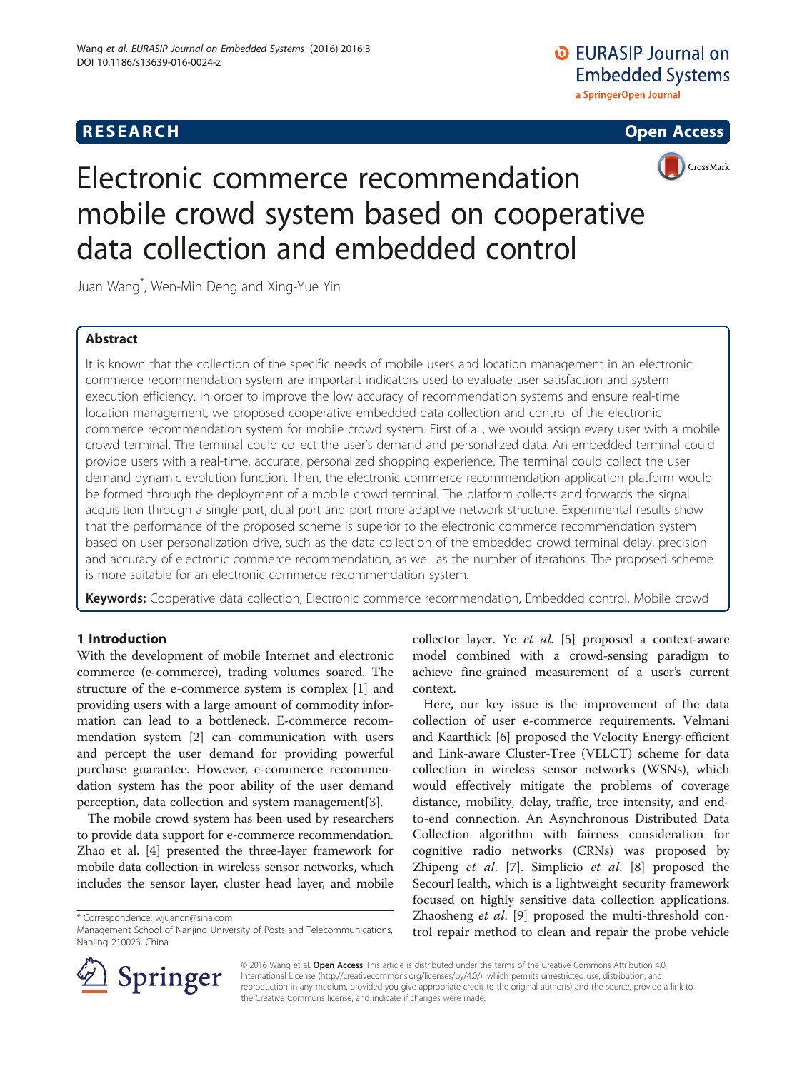# Electronic commerce recommendation mobile crowd system based on cooperative data collection and embedded control

Juan Wang*, Wen-Min Deng and Xing-Yue Yin

## Abstract

It is known that the collection of the specific needs of mobile users and location management in an electronic commerce recommendation system are important indicators used to evaluate user satisfaction and system execution efficiency. In order to improve the low accuracy of recommendation systems and ensure real-time location management, we proposed cooperative embedded data collection and control of the electronic commerce recommendation system for mobile crowd system. First of all, we would assign every user with a mobile crowd terminal. The terminal could collect the user's demand and personalized data. An embedded terminal could provide users with a real-time, accurate, personalized shopping experience. The terminal could collect the user demand dynamic evolution function. Then, the electronic commerce recommendation application platform would be formed through the deployment of a mobile crowd terminal. The platform collects and forwards the signal acquisition through a single port, dual port and port more adaptive network structure. Experimental results show that the performance of the proposed scheme is superior to the electronic commerce recommendation system based on user personalization drive, such as the data collection of the embedded crowd terminal delay, precision and accuracy of electronic commerce recommendation, as well as the number of iterations. The proposed scheme is more suitable for an electronic commerce recommendation system.

**Keywords:** Cooperative data collection, Electronic commerce recommendation, Embedded control, Mobile crowd

## 1 Introduction

With the development of mobile Internet and electronic commerce (e-commerce), trading volumes soared. The structure of the e-commerce system is complex [1] and providing users with a large amount of commodity information can lead to a bottleneck. E-commerce recommendation system [2] can communication with users and percept the user demand for providing powerful purchase guarantee. However, e-commerce recommendation system has the poor ability of the user demand perception, data collection and system management[3].

The mobile crowd system has been used by researchers to provide data support for e-commerce recommendation. Zhao et al. [4] presented the three-layer framework for mobile data collection in wireless sensor networks, which includes the sensor layer, cluster head layer, and mobile collector layer. Ye *et al.* [5] proposed a context-aware model combined with a crowd-sensing paradigm to achieve fine-grained measurement of a user's current context.

Here, our key issue is the improvement of the data collection of user e-commerce requirements. Velmani and Kaarthick [6] proposed the Velocity Energy-efficient and Link-aware Cluster-Tree (VELCT) scheme for data collection in wireless sensor networks (WSNs), which would effectively mitigate the problems of coverage distance, mobility, delay, traffic, tree intensity, and end-to-end connection. An Asynchronous Distributed Data Collection algorithm with fairness consideration for cognitive radio networks (CRNs) was proposed by Zhipeng *et al.* [7]. Simplicio *et al.* [8] proposed the SecourHealth, which is a lightweight security framework focused on highly sensitive data collection applications. Zhaosheng *et al.* [9] proposed the multi-threshold control repair method to clean and repair the probe vehicle

* Correspondence: wjuancn@sina.com
Management School of Nanjing University of Posts and Telecommunications, Nanjing 210023, China

© 2016 Wang et al. **Open Access** This article is distributed under the terms of the Creative Commons Attribution 4.0 International License (http://creativecommons.org/licenses/by/4.0/), which permits unrestricted use, distribution, and reproduction in any medium, provided you give appropriate credit to the original author(s) and the source, provide a link to the Creative Commons license, and indicate if changes were made.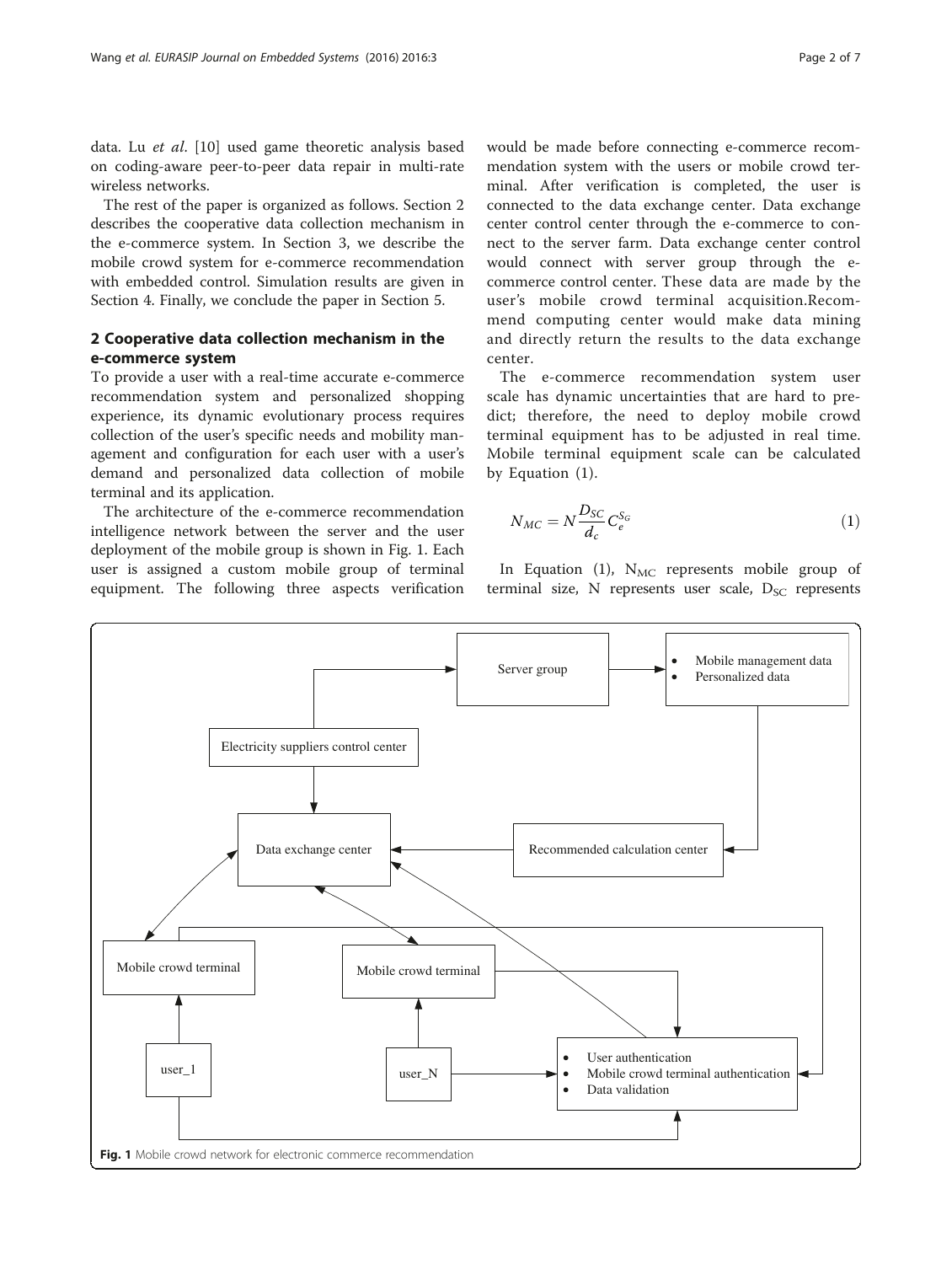data. Lu *et al*. [10] used game theoretic analysis based on coding-aware peer-to-peer data repair in multi-rate wireless networks.

The rest of the paper is organized as follows. Section 2 describes the cooperative data collection mechanism in the e-commerce system. In Section 3, we describe the mobile crowd system for e-commerce recommendation with embedded control. Simulation results are given in Section 4. Finally, we conclude the paper in Section 5.

## 2 Cooperative data collection mechanism in the e-commerce system

To provide a user with a real-time accurate e-commerce recommendation system and personalized shopping experience, its dynamic evolutionary process requires collection of the user's specific needs and mobility management and configuration for each user with a user's demand and personalized data collection of mobile terminal and its application.

The architecture of the e-commerce recommendation intelligence network between the server and the user deployment of the mobile group is shown in Fig. 1. Each user is assigned a custom mobile group of terminal equipment. The following three aspects verification would be made before connecting e-commerce recommendation system with the users or mobile crowd terminal. After verification is completed, the user is connected to the data exchange center. Data exchange center control center through the e-commerce to connect to the server farm. Data exchange center control would connect with server group through the e-commerce control center. These data are made by the user's mobile crowd terminal acquisition.Recommend computing center would make data mining and directly return the results to the data exchange center.

The e-commerce recommendation system user scale has dynamic uncertainties that are hard to predict; therefore, the need to deploy mobile crowd terminal equipment has to be adjusted in real time. Mobile terminal equipment scale can be calculated by Equation (1).

$$N_{MC} = N\frac{D_{SC}}{d_c}C_e^{S_G} \tag{1}$$

In Equation (1), $N_{MC}$ represents mobile group of terminal size, N represents user scale, $D_{SC}$ represents

Fig. 1 Mobile crowd network for electronic commerce recommendation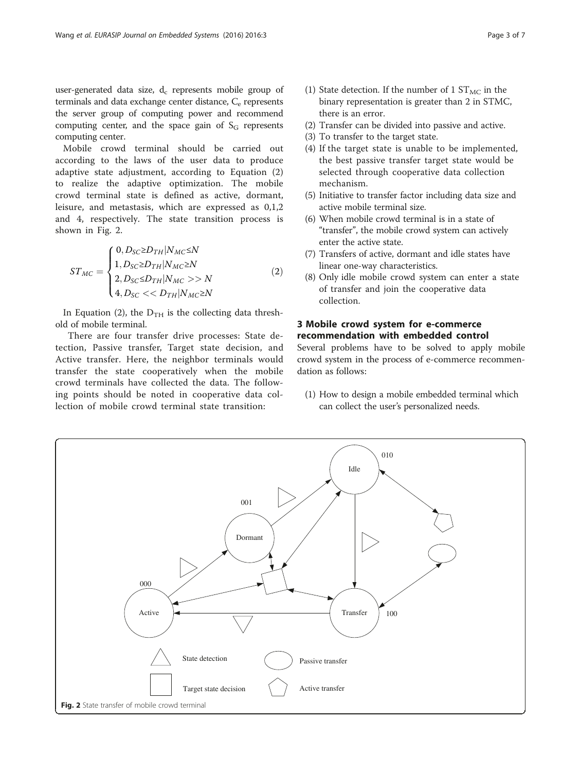user-generated data size, $d_c$ represents mobile group of terminals and data exchange center distance, $C_e$ represents the server group of computing power and recommend computing center, and the space gain of $S_G$ represents computing center.

Mobile crowd terminal should be carried out according to the laws of the user data to produce adaptive state adjustment, according to Equation (2) to realize the adaptive optimization. The mobile crowd terminal state is defined as active, dormant, leisure, and metastasis, which are expressed as 0,1,2 and 4, respectively. The state transition process is shown in Fig. 2.

$$ST_{MC} = \begin{cases} 0, D_{SC} \geq D_{TH} | N_{MC} \leq N \\ 1, D_{SC} \geq D_{TH} | N_{MC} \geq N \\ 2, D_{SC} \leq D_{TH} | N_{MC} >> N \\ 4, D_{SC} << D_{TH} | N_{MC} \geq N \end{cases} \tag{2}$$

In Equation (2), the $D_{TH}$ is the collecting data threshold of mobile terminal.

There are four transfer drive processes: State detection, Passive transfer, Target state decision, and Active transfer. Here, the neighbor terminals would transfer the state cooperatively when the mobile crowd terminals have collected the data. The following points should be noted in cooperative data collection of mobile crowd terminal state transition:

(1) State detection. If the number of 1 $ST_{MC}$ in the binary representation is greater than 2 in STMC, there is an error.
(2) Transfer can be divided into passive and active.
(3) To transfer to the target state.
(4) If the target state is unable to be implemented, the best passive transfer target state would be selected through cooperative data collection mechanism.
(5) Initiative to transfer factor including data size and active mobile terminal size.
(6) When mobile crowd terminal is in a state of "transfer", the mobile crowd system can actively enter the active state.
(7) Transfers of active, dormant and idle states have linear one-way characteristics.
(8) Only idle mobile crowd system can enter a state of transfer and join the cooperative data collection.

## 3 Mobile crowd system for e-commerce recommendation with embedded control

Several problems have to be solved to apply mobile crowd system in the process of e-commerce recommendation as follows:

(1) How to design a mobile embedded terminal which can collect the user's personalized needs.

**Fig. 2** State transfer of mobile crowd terminal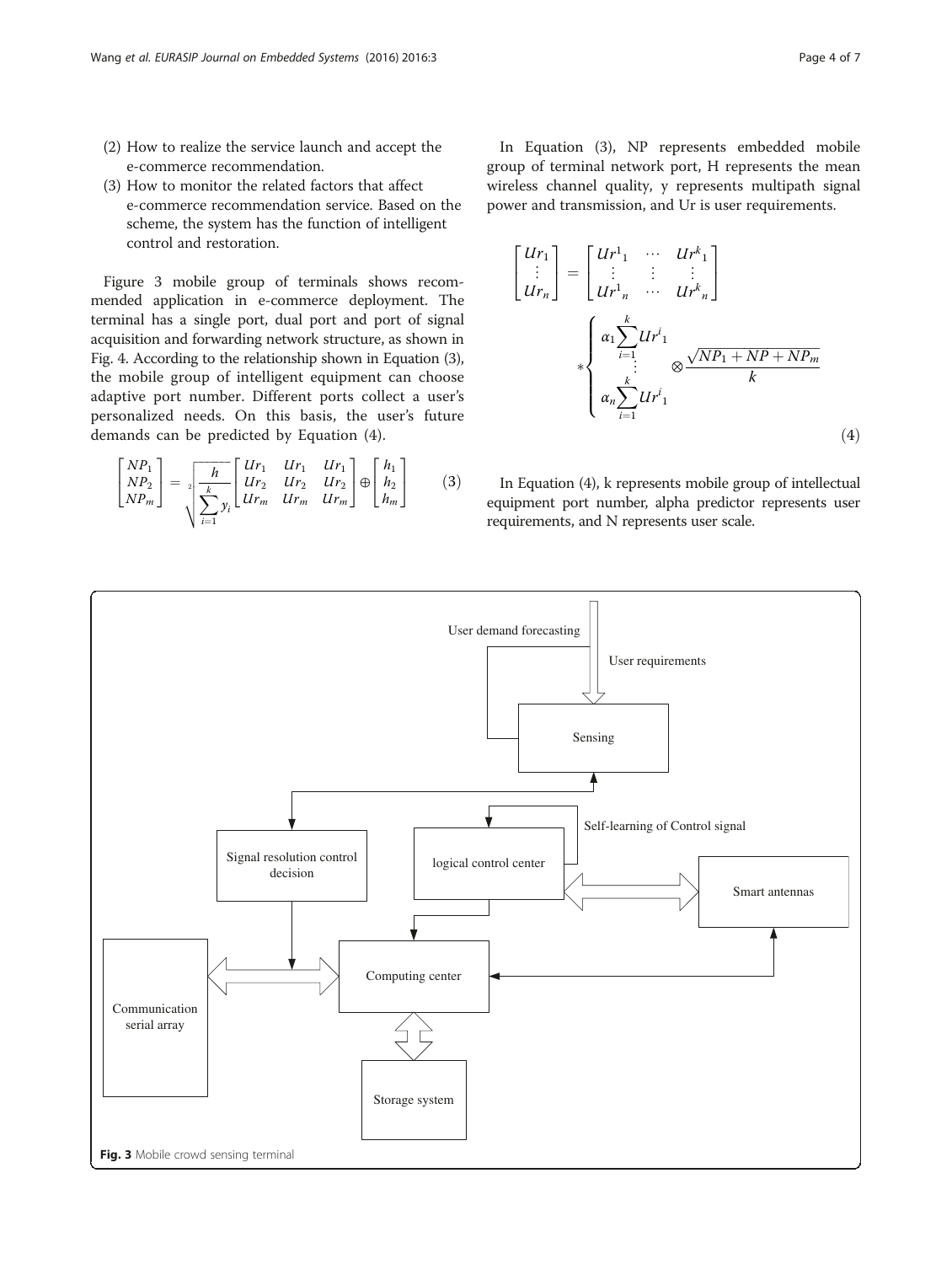(2) How to realize the service launch and accept the e-commerce recommendation.
(3) How to monitor the related factors that affect e-commerce recommendation service. Based on the scheme, the system has the function of intelligent control and restoration.

Figure 3 mobile group of terminals shows recommended application in e-commerce deployment. The terminal has a single port, dual port and port of signal acquisition and forwarding network structure, as shown in Fig. 4. According to the relationship shown in Equation (3), the mobile group of intelligent equipment can choose adaptive port number. Different ports collect a user's personalized needs. On this basis, the user's future demands can be predicted by Equation (4).

$$\begin{bmatrix} NP_1 \\ NP_2 \\ NP_m \end{bmatrix} = \sqrt[2]{\frac{h}{\sum_{i=1}^{k} y_i}} \begin{bmatrix} Ur_1 & Ur_1 & Ur_1 \\ Ur_2 & Ur_2 & Ur_2 \\ Ur_m & Ur_m & Ur_m \end{bmatrix} \oplus \begin{bmatrix} h_1 \\ h_2 \\ h_m \end{bmatrix} \tag{3}$$

In Equation (3), NP represents embedded mobile group of terminal network port, H represents the mean wireless channel quality, y represents multipath signal power and transmission, and Ur is user requirements.

$$\begin{bmatrix} Ur_1 \\ \vdots \\ Ur_n \end{bmatrix} = \begin{bmatrix} Ur^1{}_1 & \cdots & Ur^k{}_1 \\ \vdots & \vdots & \vdots \\ Ur^1{}_n & \cdots & Ur^k{}_n \end{bmatrix} * \begin{cases} \alpha_1 \sum_{i=1}^{k} Ur^i{}_1 \\ \vdots \\ \alpha_n \sum_{i=1}^{k} Ur^i{}_1 \end{cases} \otimes \frac{\sqrt{NP_1 + NP + NP_m}}{k} \tag{4}$$

In Equation (4), k represents mobile group of intellectual equipment port number, alpha predictor represents user requirements, and N represents user scale.

Fig. 3 Mobile crowd sensing terminal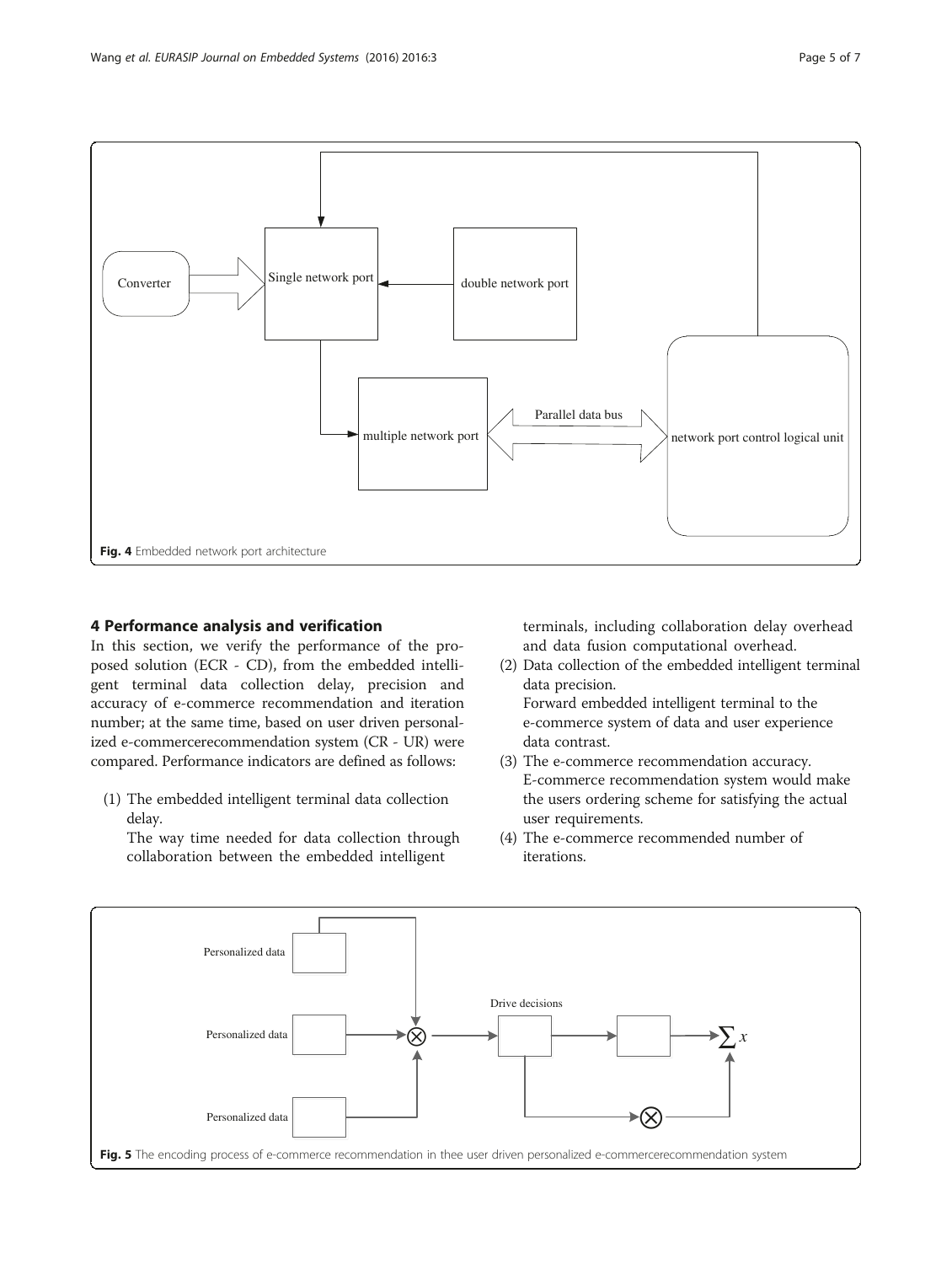Fig. 4 Embedded network port architecture

## 4 Performance analysis and verification

In this section, we verify the performance of the proposed solution (ECR - CD), from the embedded intelligent terminal data collection delay, precision and accuracy of e-commerce recommendation and iteration number; at the same time, based on user driven personalized e-commercerecommendation system (CR - UR) were compared. Performance indicators are defined as follows:

(1) The embedded intelligent terminal data collection delay.
    The way time needed for data collection through collaboration between the embedded intelligent terminals, including collaboration delay overhead and data fusion computational overhead.
(2) Data collection of the embedded intelligent terminal data precision.
    Forward embedded intelligent terminal to the e-commerce system of data and user experience data contrast.
(3) The e-commerce recommendation accuracy.
    E-commerce recommendation system would make the users ordering scheme for satisfying the actual user requirements.
(4) The e-commerce recommended number of iterations.

Fig. 5 The encoding process of e-commerce recommendation in thee user driven personalized e-commercerecommendation system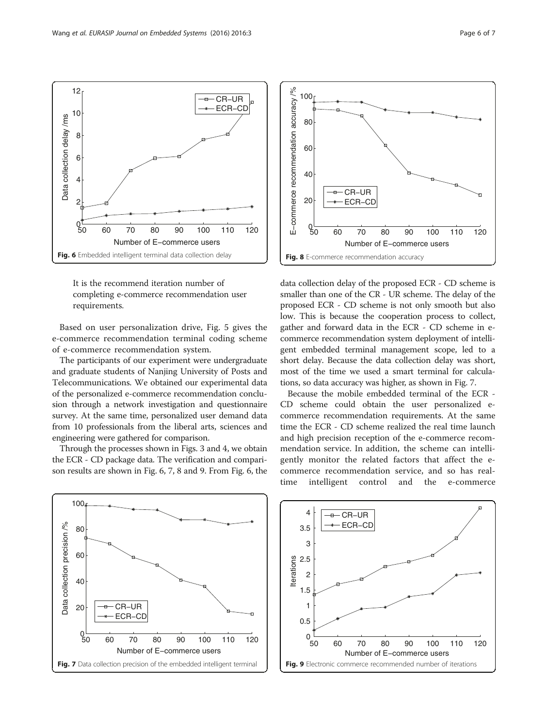Fig. 6 Embedded intelligent terminal data collection delay

Fig. 8 E-commerce recommendation accuracy

It is the recommend iteration number of completing e-commerce recommendation user requirements.

Based on user personalization drive, Fig. 5 gives the e-commerce recommendation terminal coding scheme of e-commerce recommendation system.

The participants of our experiment were undergraduate and graduate students of Nanjing University of Posts and Telecommunications. We obtained our experimental data of the personalized e-commerce recommendation conclusion through a network investigation and questionnaire survey. At the same time, personalized user demand data from 10 professionals from the liberal arts, sciences and engineering were gathered for comparison.

Through the processes shown in Figs. 3 and 4, we obtain the ECR - CD package data. The verification and comparison results are shown in Fig. 6, 7, 8 and 9. From Fig. 6, the data collection delay of the proposed ECR - CD scheme is smaller than one of the CR - UR scheme. The delay of the proposed ECR - CD scheme is not only smooth but also low. This is because the cooperation process to collect, gather and forward data in the ECR - CD scheme in e-commerce recommendation system deployment of intelligent embedded terminal management scope, led to a short delay. Because the data collection delay was short, most of the time we used a smart terminal for calculations, so data accuracy was higher, as shown in Fig. 7.

Because the mobile embedded terminal of the ECR - CD scheme could obtain the user personalized e-commerce recommendation requirements. At the same time the ECR - CD scheme realized the real time launch and high precision reception of the e-commerce recommendation service. In addition, the scheme can intelligently monitor the related factors that affect the e-commerce recommendation service, and so has real-time intelligent control and the e-commerce

Fig. 7 Data collection precision of the embedded intelligent terminal

Fig. 9 Electronic commerce recommended number of iterations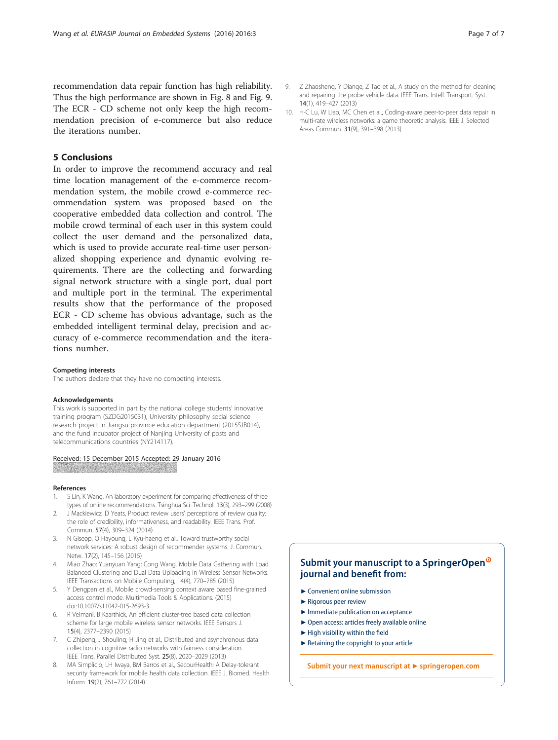recommendation data repair function has high reliability. Thus the high performance are shown in Fig. 8 and Fig. 9. The ECR - CD scheme not only keep the high recommendation precision of e-commerce but also reduce the iterations number.

## 5 Conclusions

In order to improve the recommend accuracy and real time location management of the e-commerce recommendation system, the mobile crowd e-commerce recommendation system was proposed based on the cooperative embedded data collection and control. The mobile crowd terminal of each user in this system could collect the user demand and the personalized data, which is used to provide accurate real-time user personalized shopping experience and dynamic evolving requirements. There are the collecting and forwarding signal network structure with a single port, dual port and multiple port in the terminal. The experimental results show that the performance of the proposed ECR - CD scheme has obvious advantage, such as the embedded intelligent terminal delay, precision and accuracy of e-commerce recommendation and the iterations number.

#### Competing interests

The authors declare that they have no competing interests.

#### Acknowledgements

This work is supported in part by the national college students' innovative training program (SZDG2015031), University philosophy social science research project in Jiangsu province education department (2015SJB014), and the fund incubator project of Nanjing University of posts and telecommunications countries (NY214117).

Received: 15 December 2015 Accepted: 29 January 2016

#### References

1. S Lin, K Wang, An laboratory experiment for comparing effectiveness of three types of online recommendations. Tsinghua Sci. Technol. **13**(3), 293–299 (2008)
2. J Mackiewicz, D Yeats, Product review users' perceptions of review quality: the role of credibility, informativeness, and readability. IEEE Trans. Prof. Commun. **57**(4), 309–324 (2014)
3. N Giseop, O Hayoung, L Kyu-haeng et al., Toward trustworthy social network services: A robust design of recommender systems. J. Commun. Netw. **17**(2), 145–156 (2015)
4. Miao Zhao; Yuanyuan Yang; Cong Wang. Mobile Data Gathering with Load Balanced Clustering and Dual Data Uploading in Wireless Sensor Networks. IEEE Transactions on Mobile Computing, 14(4), 770–785 (2015)
5. Y Dengpan et al., Mobile crowd-sensing context aware based fine-grained access control mode. Multimedia Tools & Applications. (2015) doi:10.1007/s11042-015-2693-3
6. R Velmani, B Kaarthick, An efficient cluster-tree based data collection scheme for large mobile wireless sensor networks. IEEE Sensors J. **15**(4), 2377–2390 (2015)
7. C Zhipeng, J Shouling, H Jing et al., Distributed and asynchronous data collection in cognitive radio networks with fairness consideration. IEEE Trans. Parallel Distributed Syst. **25**(8), 2020–2029 (2013)
8. MA Simplicio, LH Iwaya, BM Barros et al., SecourHealth: A Delay-tolerant security framework for mobile health data collection. IEEE J. Biomed. Health Inform. **19**(2), 761–772 (2014)
9. Z Zhaosheng, Y Diange, Z Tao et al., A study on the method for cleaning and repairing the probe vehicle data. IEEE Trans. Intell. Transport. Syst. **14**(1), 419–427 (2013)
10. H-C Lu, W Liao, MC Chen et al., Coding-aware peer-to-peer data repair in multi-rate wireless networks: a game theoretic analysis. IEEE J. Selected Areas Commun. **31**(9), 391–398 (2013)

**Submit your manuscript to a SpringerOpen journal and benefit from:**

- ► Convenient online submission
- ► Rigorous peer review
- ► Immediate publication on acceptance
- ► Open access: articles freely available online
- ► High visibility within the field
- ► Retaining the copyright to your article

**Submit your next manuscript at ► springeropen.com**